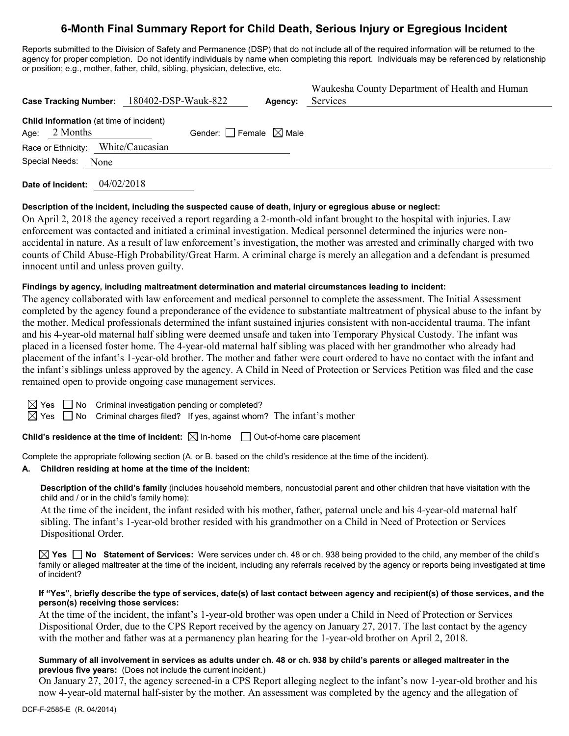# 6-Month Final Summary Report for Child Death, Serious Injury or Egregious Incident

Reports submitted to the Division of Safety and Permanence (DSP) that do not include all of the required information will be returned to the agency for proper completion. Do not identify individuals by name when completing this report. Individuals may be referenced by relationship or position; e.g., mother, father, child, sibling, physician, detective, etc.

**Case Tracking Number:** 180402-DSP-Wauk-822 **Agency:** Waukesha County Department of Health and Human Services

**Child Information** (at time of incident)
Age: 2 Months Gender: ☐ Female ☒ Male
Race or Ethnicity: White/Caucasian
Special Needs: None

**Date of Incident:** 04/02/2018

**Description of the incident, including the suspected cause of death, injury or egregious abuse or neglect:**

On April 2, 2018 the agency received a report regarding a 2-month-old infant brought to the hospital with injuries. Law enforcement was contacted and initiated a criminal investigation. Medical personnel determined the injuries were non-accidental in nature. As a result of law enforcement's investigation, the mother was arrested and criminally charged with two counts of Child Abuse-High Probability/Great Harm. A criminal charge is merely an allegation and a defendant is presumed innocent until and unless proven guilty.

**Findings by agency, including maltreatment determination and material circumstances leading to incident:**

The agency collaborated with law enforcement and medical personnel to complete the assessment. The Initial Assessment completed by the agency found a preponderance of the evidence to substantiate maltreatment of physical abuse to the infant by the mother. Medical professionals determined the infant sustained injuries consistent with non-accidental trauma. The infant and his 4-year-old maternal half sibling were deemed unsafe and taken into Temporary Physical Custody. The infant was placed in a licensed foster home. The 4-year-old maternal half sibling was placed with her grandmother who already had placement of the infant's 1-year-old brother. The mother and father were court ordered to have no contact with the infant and the infant's siblings unless approved by the agency. A Child in Need of Protection or Services Petition was filed and the case remained open to provide ongoing case management services.

☒ Yes ☐ No Criminal investigation pending or completed?
☒ Yes ☐ No Criminal charges filed? If yes, against whom? The infant's mother

**Child's residence at the time of incident:** ☒ In-home ☐ Out-of-home care placement

Complete the appropriate following section (A. or B. based on the child's residence at the time of the incident).

**A. Children residing at home at the time of the incident:**

**Description of the child's family** (includes household members, noncustodial parent and other children that have visitation with the child and / or in the child's family home):

At the time of the incident, the infant resided with his mother, father, paternal uncle and his 4-year-old maternal half sibling. The infant's 1-year-old brother resided with his grandmother on a Child in Need of Protection or Services Dispositional Order.

☒ **Yes** ☐ **No Statement of Services:** Were services under ch. 48 or ch. 938 being provided to the child, any member of the child's family or alleged maltreater at the time of the incident, including any referrals received by the agency or reports being investigated at time of incident?

**If "Yes", briefly describe the type of services, date(s) of last contact between agency and recipient(s) of those services, and the person(s) receiving those services:**

At the time of the incident, the infant's 1-year-old brother was open under a Child in Need of Protection or Services Dispositional Order, due to the CPS Report received by the agency on January 27, 2017. The last contact by the agency with the mother and father was at a permanency plan hearing for the 1-year-old brother on April 2, 2018.

**Summary of all involvement in services as adults under ch. 48 or ch. 938 by child's parents or alleged maltreater in the previous five years:** (Does not include the current incident.)

On January 27, 2017, the agency screened-in a CPS Report alleging neglect to the infant's now 1-year-old brother and his now 4-year-old maternal half-sister by the mother. An assessment was completed by the agency and the allegation of

DCF-F-2585-E (R. 04/2014)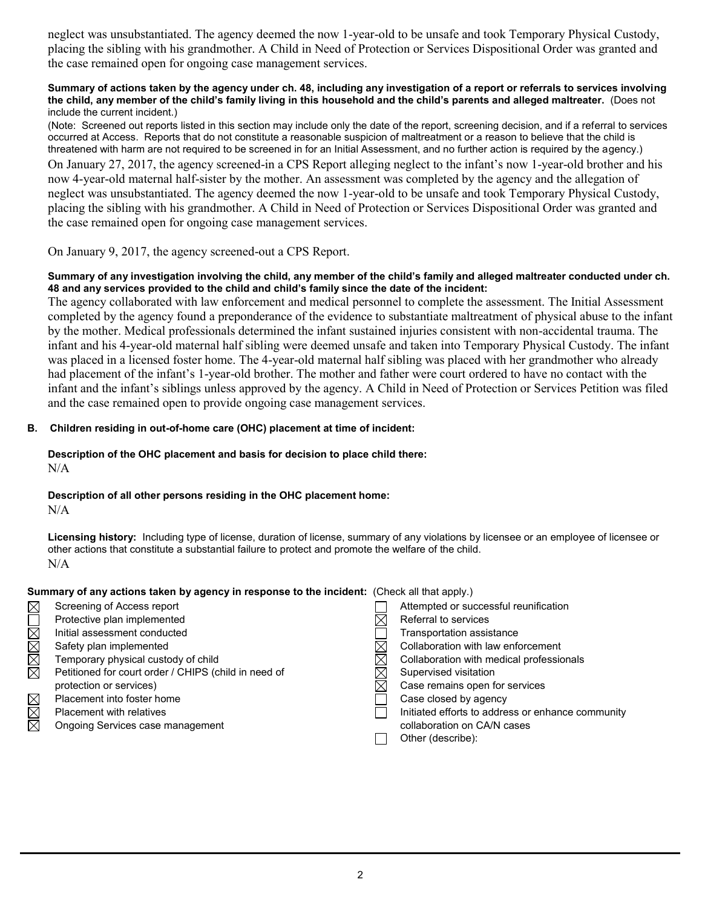neglect was unsubstantiated. The agency deemed the now 1-year-old to be unsafe and took Temporary Physical Custody, placing the sibling with his grandmother. A Child in Need of Protection or Services Dispositional Order was granted and the case remained open for ongoing case management services.

**Summary of actions taken by the agency under ch. 48, including any investigation of a report or referrals to services involving the child, any member of the child's family living in this household and the child's parents and alleged maltreater.** (Does not include the current incident.)

(Note: Screened out reports listed in this section may include only the date of the report, screening decision, and if a referral to services occurred at Access. Reports that do not constitute a reasonable suspicion of maltreatment or a reason to believe that the child is threatened with harm are not required to be screened in for an Initial Assessment, and no further action is required by the agency.)

On January 27, 2017, the agency screened-in a CPS Report alleging neglect to the infant's now 1-year-old brother and his now 4-year-old maternal half-sister by the mother. An assessment was completed by the agency and the allegation of neglect was unsubstantiated. The agency deemed the now 1-year-old to be unsafe and took Temporary Physical Custody, placing the sibling with his grandmother. A Child in Need of Protection or Services Dispositional Order was granted and the case remained open for ongoing case management services.

On January 9, 2017, the agency screened-out a CPS Report.

**Summary of any investigation involving the child, any member of the child's family and alleged maltreater conducted under ch. 48 and any services provided to the child and child's family since the date of the incident:**

The agency collaborated with law enforcement and medical personnel to complete the assessment. The Initial Assessment completed by the agency found a preponderance of the evidence to substantiate maltreatment of physical abuse to the infant by the mother. Medical professionals determined the infant sustained injuries consistent with non-accidental trauma. The infant and his 4-year-old maternal half sibling were deemed unsafe and taken into Temporary Physical Custody. The infant was placed in a licensed foster home. The 4-year-old maternal half sibling was placed with her grandmother who already had placement of the infant's 1-year-old brother. The mother and father were court ordered to have no contact with the infant and the infant's siblings unless approved by the agency. A Child in Need of Protection or Services Petition was filed and the case remained open to provide ongoing case management services.

## B. Children residing in out-of-home care (OHC) placement at time of incident:

**Description of the OHC placement and basis for decision to place child there:**

N/A

**Description of all other persons residing in the OHC placement home:**

N/A

**Licensing history:** Including type of license, duration of license, summary of any violations by licensee or an employee of licensee or other actions that constitute a substantial failure to protect and promote the welfare of the child.

N/A

**Summary of any actions taken by agency in response to the incident:** (Check all that apply.)

- ☒ Screening of Access report
- ☐ Protective plan implemented
- ☒ Initial assessment conducted
- ☒ Safety plan implemented
- ☒ Temporary physical custody of child
- ☒ Petitioned for court order / CHIPS (child in need of protection or services)
- ☒ Placement into foster home
- ☒ Placement with relatives
- ☒ Ongoing Services case management
- ☐ Attempted or successful reunification
- ☒ Referral to services
- ☐ Transportation assistance
- ☒ Collaboration with law enforcement
- ☒ Collaboration with medical professionals
- ☒ Supervised visitation
- ☒ Case remains open for services
- ☐ Case closed by agency
- ☐ Initiated efforts to address or enhance community collaboration on CA/N cases
- ☐ Other (describe):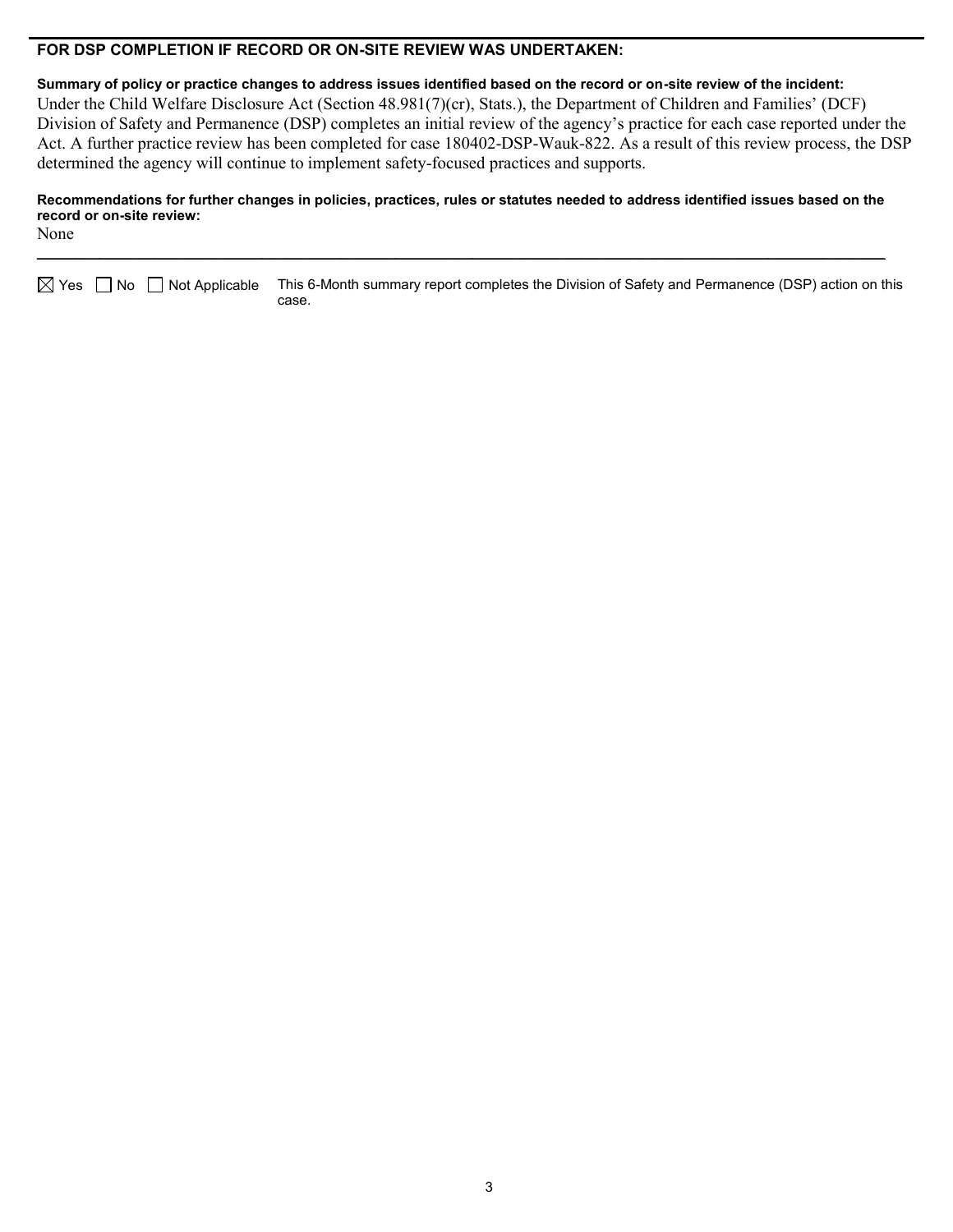**FOR DSP COMPLETION IF RECORD OR ON-SITE REVIEW WAS UNDERTAKEN:**

**Summary of policy or practice changes to address issues identified based on the record or on-site review of the incident:**

Under the Child Welfare Disclosure Act (Section 48.981(7)(cr), Stats.), the Department of Children and Families' (DCF) Division of Safety and Permanence (DSP) completes an initial review of the agency's practice for each case reported under the Act. A further practice review has been completed for case 180402-DSP-Wauk-822. As a result of this review process, the DSP determined the agency will continue to implement safety-focused practices and supports.

**Recommendations for further changes in policies, practices, rules or statutes needed to address identified issues based on the record or on-site review:**

None

---

☒ Yes ☐ No ☐ Not Applicable This 6-Month summary report completes the Division of Safety and Permanence (DSP) action on this case.